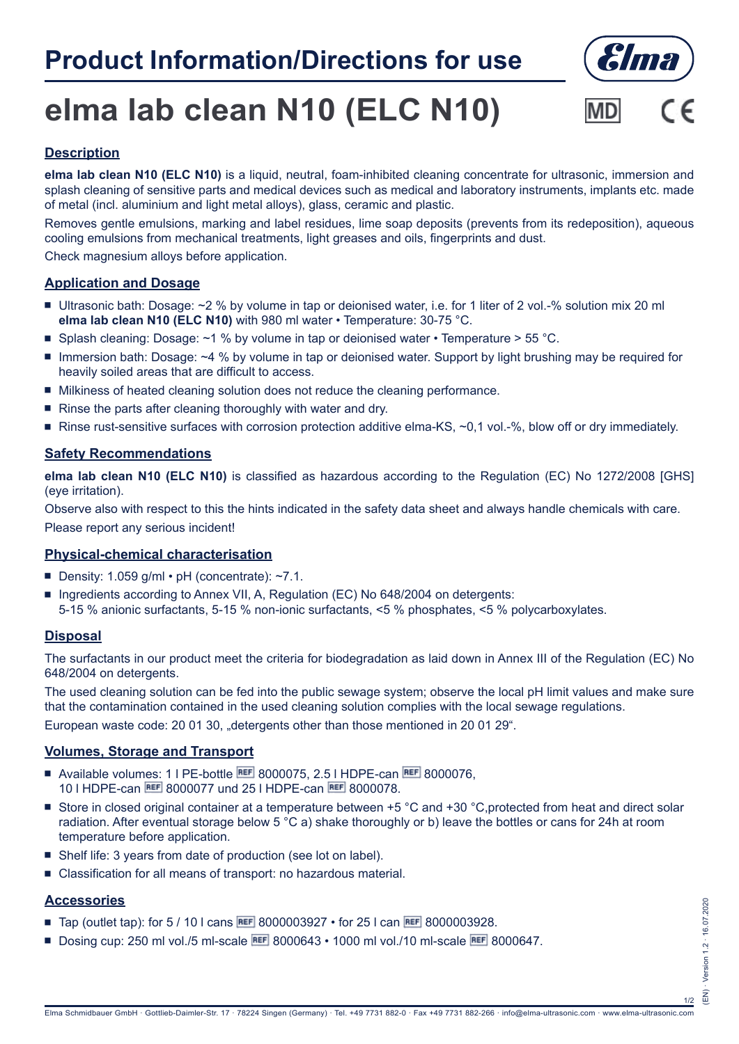# Product Information/Directions for use

# elma lab clean N10 (ELC N10)

MD CE

## Description

**elma lab clean N10 (ELC N10)** is a liquid, neutral, foam-inhibited cleaning concentrate for ultrasonic, immersion and splash cleaning of sensitive parts and medical devices such as medical and laboratory instruments, implants etc. made of metal (incl. aluminium and light metal alloys), glass, ceramic and plastic.

Removes gentle emulsions, marking and label residues, lime soap deposits (prevents from its redeposition), aqueous cooling emulsions from mechanical treatments, light greases and oils, fingerprints and dust.

Check magnesium alloys before application.

## Application and Dosage

- Ultrasonic bath: Dosage: ~2 % by volume in tap or deionised water, i.e. for 1 liter of 2 vol.-% solution mix 20 ml **elma lab clean N10 (ELC N10)** with 980 ml water • Temperature: 30-75 °C.
- Splash cleaning: Dosage: ~1 % by volume in tap or deionised water • Temperature > 55 °C.
- Immersion bath: Dosage: ~4 % by volume in tap or deionised water. Support by light brushing may be required for heavily soiled areas that are difficult to access.
- Milkiness of heated cleaning solution does not reduce the cleaning performance.
- Rinse the parts after cleaning thoroughly with water and dry.
- Rinse rust-sensitive surfaces with corrosion protection additive elma-KS, ~0,1 vol.-%, blow off or dry immediately.

## Safety Recommendations

**elma lab clean N10 (ELC N10)** is classified as hazardous according to the Regulation (EC) No 1272/2008 [GHS] (eye irritation).

Observe also with respect to this the hints indicated in the safety data sheet and always handle chemicals with care.

Please report any serious incident!

## Physical-chemical characterisation

- Density: 1.059 g/ml • pH (concentrate): ~7.1.
- Ingredients according to Annex VII, A, Regulation (EC) No 648/2004 on detergents:
  5-15 % anionic surfactants, 5-15 % non-ionic surfactants, <5 % phosphates, <5 % polycarboxylates.

## Disposal

The surfactants in our product meet the criteria for biodegradation as laid down in Annex III of the Regulation (EC) No 648/2004 on detergents.

The used cleaning solution can be fed into the public sewage system; observe the local pH limit values and make sure that the contamination contained in the used cleaning solution complies with the local sewage regulations.

European waste code: 20 01 30, „detergents other than those mentioned in 20 01 29“.

## Volumes, Storage and Transport

- Available volumes: 1 l PE-bottle REF 8000075, 2.5 l HDPE-can REF 8000076, 10 l HDPE-can REF 8000077 und 25 l HDPE-can REF 8000078.
- Store in closed original container at a temperature between +5 °C and +30 °C,protected from heat and direct solar radiation. After eventual storage below 5 °C a) shake thoroughly or b) leave the bottles or cans for 24h at room temperature before application.
- Shelf life: 3 years from date of production (see lot on label).
- Classification for all means of transport: no hazardous material.

## Accessories

- Tap (outlet tap): for 5 / 10 l cans REF 8000003927 • for 25 l can REF 8000003928.
- Dosing cup: 250 ml vol./5 ml-scale REF 8000643 • 1000 ml vol./10 ml-scale REF 8000647.

Elma Schmidbauer GmbH · Gottlieb-Daimler-Str. 17 · 78224 Singen (Germany) · Tel. +49 7731 882-0 · Fax +49 7731 882-266 · info@elma-ultrasonic.com · www.elma-ultrasonic.com

(EN) · Version 1.2 · 16.07.2020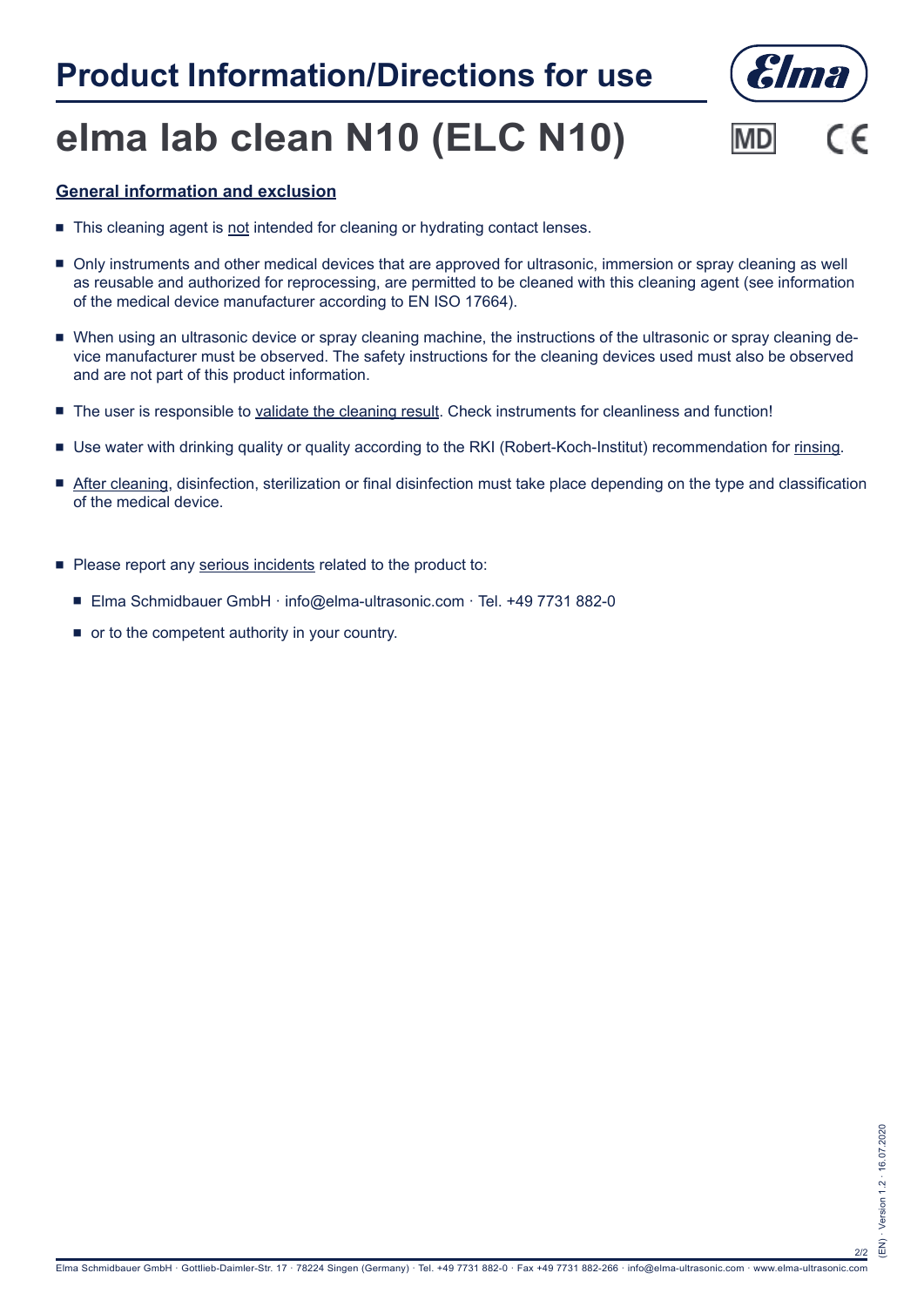# Product Information/Directions for use

# elma lab clean N10 (ELC N10)

**General information and exclusion**

- This cleaning agent is not intended for cleaning or hydrating contact lenses.
- Only instruments and other medical devices that are approved for ultrasonic, immersion or spray cleaning as well as reusable and authorized for reprocessing, are permitted to be cleaned with this cleaning agent (see information of the medical device manufacturer according to EN ISO 17664).
- When using an ultrasonic device or spray cleaning machine, the instructions of the ultrasonic or spray cleaning device manufacturer must be observed. The safety instructions for the cleaning devices used must also be observed and are not part of this product information.
- The user is responsible to validate the cleaning result. Check instruments for cleanliness and function!
- Use water with drinking quality or quality according to the RKI (Robert-Koch-Institut) recommendation for rinsing.
- After cleaning, disinfection, sterilization or final disinfection must take place depending on the type and classification of the medical device.

- Please report any serious incidents related to the product to:
  - Elma Schmidbauer GmbH · info@elma-ultrasonic.com · Tel. +49 7731 882-0
  - or to the competent authority in your country.

(EN) · Version 1.2 · 16.07.2020

Elma Schmidbauer GmbH · Gottlieb-Daimler-Str. 17 · 78224 Singen (Germany) · Tel. +49 7731 882-0 · Fax +49 7731 882-266 · info@elma-ultrasonic.com · www.elma-ultrasonic.com